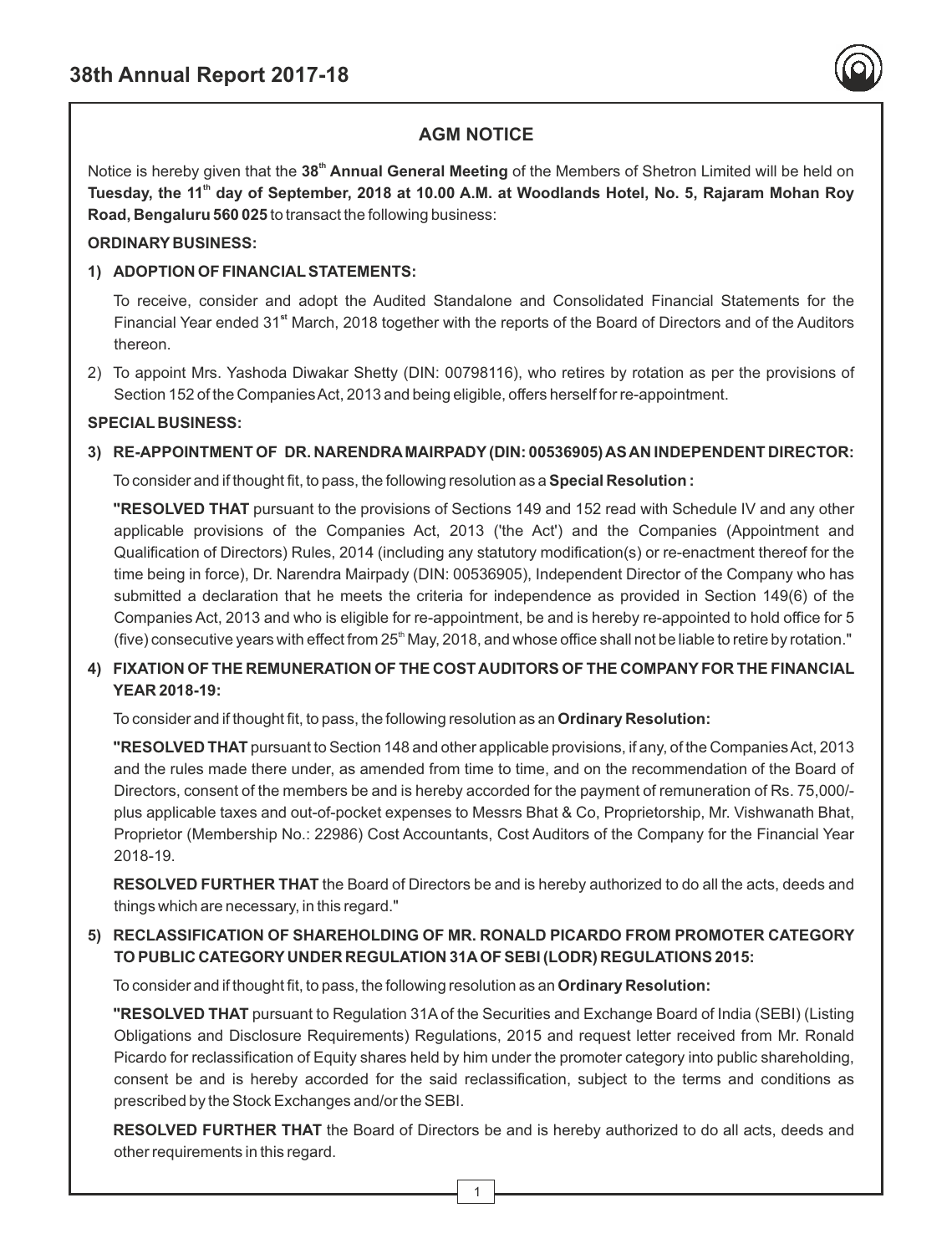## AGM NOTICE

Notice is hereby given that the **38th Annual General Meeting** of the Members of Shetron Limited will be held on **Tuesday, the 11th day of September, 2018 at 10.00 A.M. at Woodlands Hotel, No. 5, Rajaram Mohan Roy Road, Bengaluru 560 025** to transact the following business:

**ORDINARY BUSINESS:**

**1) ADOPTION OF FINANCIAL STATEMENTS:**

To receive, consider and adopt the Audited Standalone and Consolidated Financial Statements for the Financial Year ended 31st March, 2018 together with the reports of the Board of Directors and of the Auditors thereon.

2) To appoint Mrs. Yashoda Diwakar Shetty (DIN: 00798116), who retires by rotation as per the provisions of Section 152 of the Companies Act, 2013 and being eligible, offers herself for re-appointment.

**SPECIAL BUSINESS:**

**3) RE-APPOINTMENT OF DR. NARENDRA MAIRPADY (DIN: 00536905) AS AN INDEPENDENT DIRECTOR:**

To consider and if thought fit, to pass, the following resolution as a **Special Resolution :**

**"RESOLVED THAT** pursuant to the provisions of Sections 149 and 152 read with Schedule IV and any other applicable provisions of the Companies Act, 2013 ('the Act') and the Companies (Appointment and Qualification of Directors) Rules, 2014 (including any statutory modification(s) or re-enactment thereof for the time being in force), Dr. Narendra Mairpady (DIN: 00536905), Independent Director of the Company who has submitted a declaration that he meets the criteria for independence as provided in Section 149(6) of the Companies Act, 2013 and who is eligible for re-appointment, be and is hereby re-appointed to hold office for 5 (five) consecutive years with effect from 25th May, 2018, and whose office shall not be liable to retire by rotation."

**4) FIXATION OF THE REMUNERATION OF THE COST AUDITORS OF THE COMPANY FOR THE FINANCIAL YEAR 2018-19:**

To consider and if thought fit, to pass, the following resolution as an **Ordinary Resolution:**

**"RESOLVED THAT** pursuant to Section 148 and other applicable provisions, if any, of the Companies Act, 2013 and the rules made there under, as amended from time to time, and on the recommendation of the Board of Directors, consent of the members be and is hereby accorded for the payment of remuneration of Rs. 75,000/- plus applicable taxes and out-of-pocket expenses to Messrs Bhat & Co, Proprietorship, Mr. Vishwanath Bhat, Proprietor (Membership No.: 22986) Cost Accountants, Cost Auditors of the Company for the Financial Year 2018-19.

**RESOLVED FURTHER THAT** the Board of Directors be and is hereby authorized to do all the acts, deeds and things which are necessary, in this regard."

**5) RECLASSIFICATION OF SHAREHOLDING OF MR. RONALD PICARDO FROM PROMOTER CATEGORY TO PUBLIC CATEGORY UNDER REGULATION 31A OF SEBI (LODR) REGULATIONS 2015:**

To consider and if thought fit, to pass, the following resolution as an **Ordinary Resolution:**

**"RESOLVED THAT** pursuant to Regulation 31A of the Securities and Exchange Board of India (SEBI) (Listing Obligations and Disclosure Requirements) Regulations, 2015 and request letter received from Mr. Ronald Picardo for reclassification of Equity shares held by him under the promoter category into public shareholding, consent be and is hereby accorded for the said reclassification, subject to the terms and conditions as prescribed by the Stock Exchanges and/or the SEBI.

**RESOLVED FURTHER THAT** the Board of Directors be and is hereby authorized to do all acts, deeds and other requirements in this regard.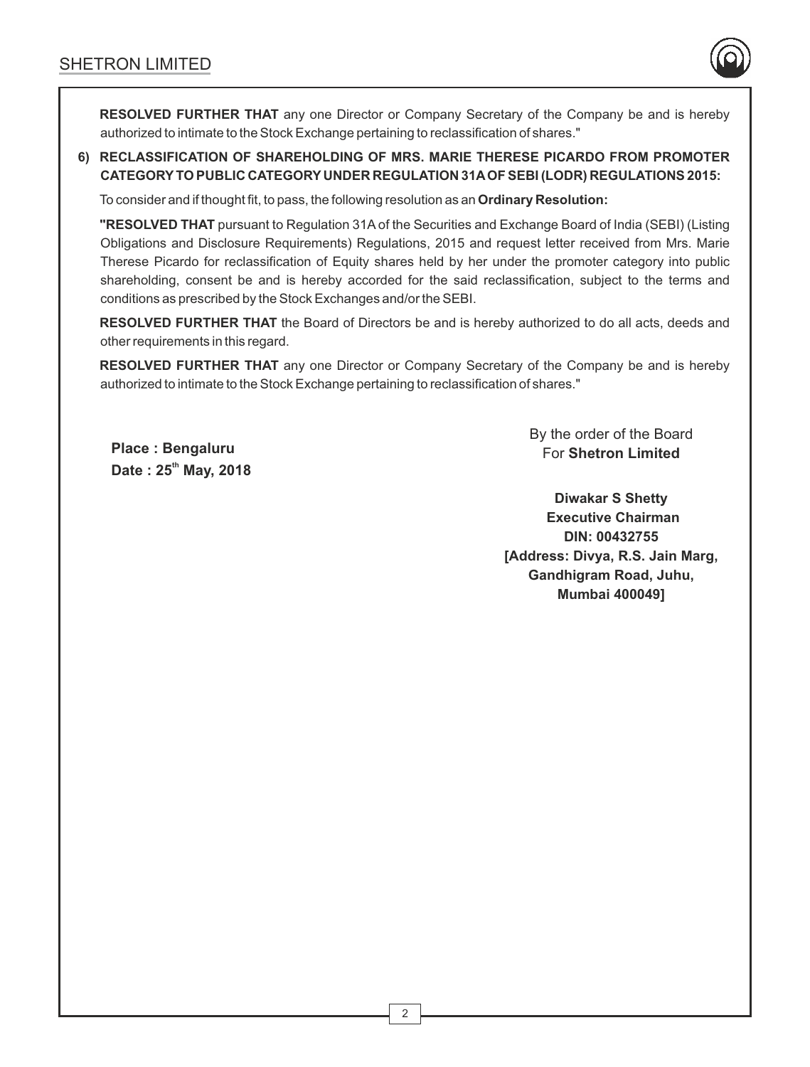**RESOLVED FURTHER THAT** any one Director or Company Secretary of the Company be and is hereby authorized to intimate to the Stock Exchange pertaining to reclassification of shares."

**6) RECLASSIFICATION OF SHAREHOLDING OF MRS. MARIE THERESE PICARDO FROM PROMOTER CATEGORY TO PUBLIC CATEGORY UNDER REGULATION 31A OF SEBI (LODR) REGULATIONS 2015:**

To consider and if thought fit, to pass, the following resolution as an **Ordinary Resolution:**

**"RESOLVED THAT** pursuant to Regulation 31A of the Securities and Exchange Board of India (SEBI) (Listing Obligations and Disclosure Requirements) Regulations, 2015 and request letter received from Mrs. Marie Therese Picardo for reclassification of Equity shares held by her under the promoter category into public shareholding, consent be and is hereby accorded for the said reclassification, subject to the terms and conditions as prescribed by the Stock Exchanges and/or the SEBI.

**RESOLVED FURTHER THAT** the Board of Directors be and is hereby authorized to do all acts, deeds and other requirements in this regard.

**RESOLVED FURTHER THAT** any one Director or Company Secretary of the Company be and is hereby authorized to intimate to the Stock Exchange pertaining to reclassification of shares."

**Place : Bengaluru**
**Date : 25th May, 2018**

By the order of the Board
For **Shetron Limited**

**Diwakar S Shetty**
**Executive Chairman**
**DIN: 00432755**
**[Address: Divya, R.S. Jain Marg, Gandhigram Road, Juhu, Mumbai 400049]**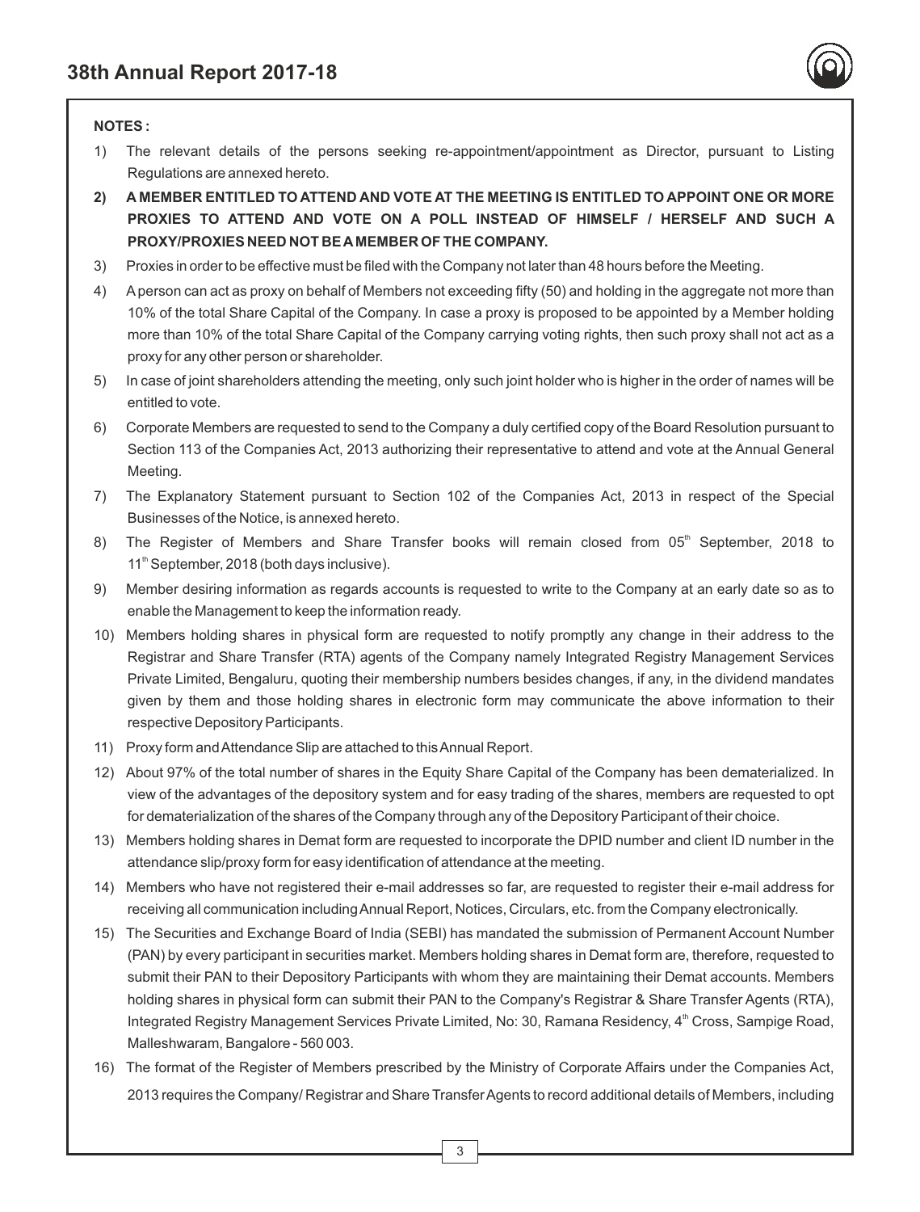**NOTES :**

1) The relevant details of the persons seeking re-appointment/appointment as Director, pursuant to Listing Regulations are annexed hereto.

2) **A MEMBER ENTITLED TO ATTEND AND VOTE AT THE MEETING IS ENTITLED TO APPOINT ONE OR MORE PROXIES TO ATTEND AND VOTE ON A POLL INSTEAD OF HIMSELF / HERSELF AND SUCH A PROXY/PROXIES NEED NOT BE A MEMBER OF THE COMPANY.**

3) Proxies in order to be effective must be filed with the Company not later than 48 hours before the Meeting.

4) A person can act as proxy on behalf of Members not exceeding fifty (50) and holding in the aggregate not more than 10% of the total Share Capital of the Company. In case a proxy is proposed to be appointed by a Member holding more than 10% of the total Share Capital of the Company carrying voting rights, then such proxy shall not act as a proxy for any other person or shareholder.

5) In case of joint shareholders attending the meeting, only such joint holder who is higher in the order of names will be entitled to vote.

6) Corporate Members are requested to send to the Company a duly certified copy of the Board Resolution pursuant to Section 113 of the Companies Act, 2013 authorizing their representative to attend and vote at the Annual General Meeting.

7) The Explanatory Statement pursuant to Section 102 of the Companies Act, 2013 in respect of the Special Businesses of the Notice, is annexed hereto.

8) The Register of Members and Share Transfer books will remain closed from 05th September, 2018 to 11th September, 2018 (both days inclusive).

9) Member desiring information as regards accounts is requested to write to the Company at an early date so as to enable the Management to keep the information ready.

10) Members holding shares in physical form are requested to notify promptly any change in their address to the Registrar and Share Transfer (RTA) agents of the Company namely Integrated Registry Management Services Private Limited, Bengaluru, quoting their membership numbers besides changes, if any, in the dividend mandates given by them and those holding shares in electronic form may communicate the above information to their respective Depository Participants.

11) Proxy form and Attendance Slip are attached to this Annual Report.

12) About 97% of the total number of shares in the Equity Share Capital of the Company has been dematerialized. In view of the advantages of the depository system and for easy trading of the shares, members are requested to opt for dematerialization of the shares of the Company through any of the Depository Participant of their choice.

13) Members holding shares in Demat form are requested to incorporate the DPID number and client ID number in the attendance slip/proxy form for easy identification of attendance at the meeting.

14) Members who have not registered their e-mail addresses so far, are requested to register their e-mail address for receiving all communication including Annual Report, Notices, Circulars, etc. from the Company electronically.

15) The Securities and Exchange Board of India (SEBI) has mandated the submission of Permanent Account Number (PAN) by every participant in securities market. Members holding shares in Demat form are, therefore, requested to submit their PAN to their Depository Participants with whom they are maintaining their Demat accounts. Members holding shares in physical form can submit their PAN to the Company's Registrar & Share Transfer Agents (RTA), Integrated Registry Management Services Private Limited, No: 30, Ramana Residency, 4th Cross, Sampige Road, Malleshwaram, Bangalore - 560 003.

16) The format of the Register of Members prescribed by the Ministry of Corporate Affairs under the Companies Act, 2013 requires the Company/ Registrar and Share Transfer Agents to record additional details of Members, including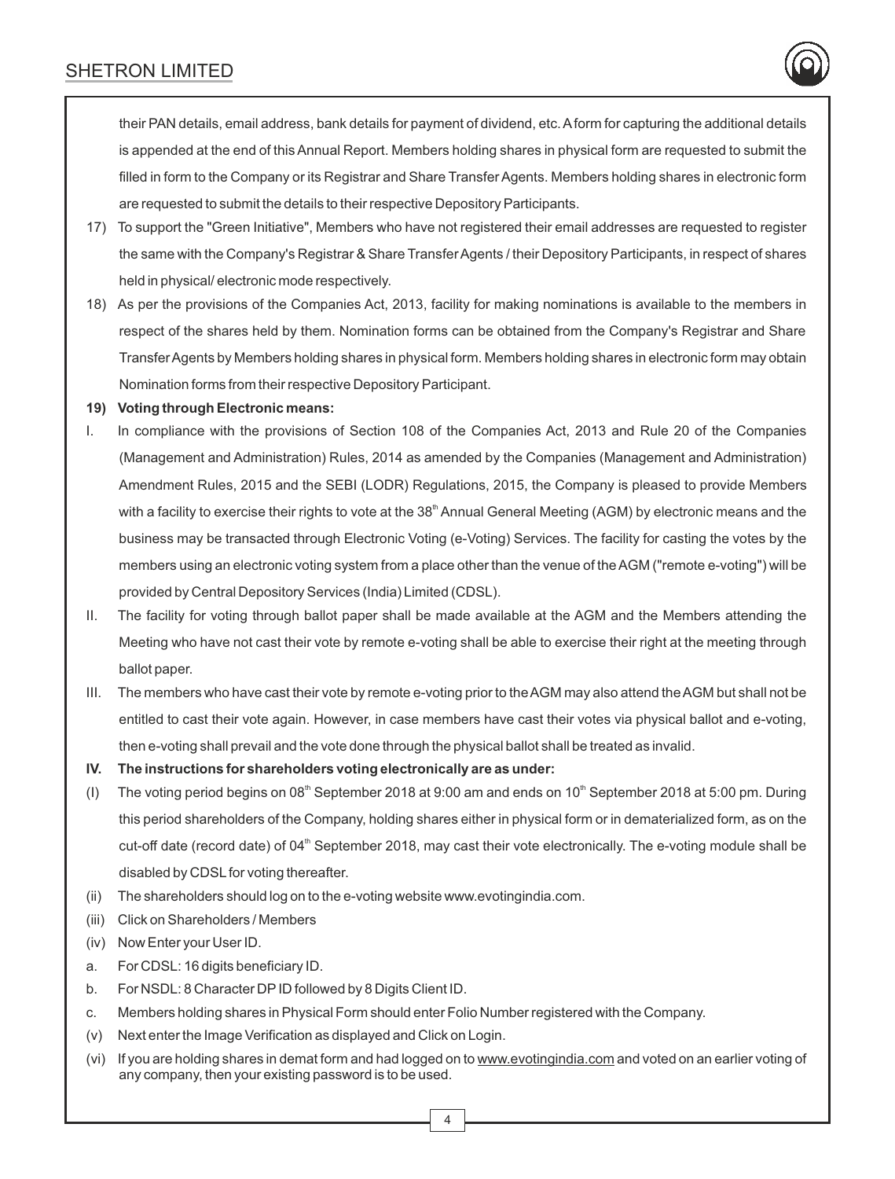their PAN details, email address, bank details for payment of dividend, etc. A form for capturing the additional details is appended at the end of this Annual Report. Members holding shares in physical form are requested to submit the filled in form to the Company or its Registrar and Share Transfer Agents. Members holding shares in electronic form are requested to submit the details to their respective Depository Participants.

17) To support the "Green Initiative", Members who have not registered their email addresses are requested to register the same with the Company's Registrar & Share Transfer Agents / their Depository Participants, in respect of shares held in physical/ electronic mode respectively.

18) As per the provisions of the Companies Act, 2013, facility for making nominations is available to the members in respect of the shares held by them. Nomination forms can be obtained from the Company's Registrar and Share Transfer Agents by Members holding shares in physical form. Members holding shares in electronic form may obtain Nomination forms from their respective Depository Participant.

**19) Voting through Electronic means:**

I. In compliance with the provisions of Section 108 of the Companies Act, 2013 and Rule 20 of the Companies (Management and Administration) Rules, 2014 as amended by the Companies (Management and Administration) Amendment Rules, 2015 and the SEBI (LODR) Regulations, 2015, the Company is pleased to provide Members with a facility to exercise their rights to vote at the 38th Annual General Meeting (AGM) by electronic means and the business may be transacted through Electronic Voting (e-Voting) Services. The facility for casting the votes by the members using an electronic voting system from a place other than the venue of the AGM ("remote e-voting") will be provided by Central Depository Services (India) Limited (CDSL).

II. The facility for voting through ballot paper shall be made available at the AGM and the Members attending the Meeting who have not cast their vote by remote e-voting shall be able to exercise their right at the meeting through ballot paper.

III. The members who have cast their vote by remote e-voting prior to the AGM may also attend the AGM but shall not be entitled to cast their vote again. However, in case members have cast their votes via physical ballot and e-voting, then e-voting shall prevail and the vote done through the physical ballot shall be treated as invalid.

**IV. The instructions for shareholders voting electronically are as under:**

(I) The voting period begins on 08th September 2018 at 9:00 am and ends on 10th September 2018 at 5:00 pm. During this period shareholders of the Company, holding shares either in physical form or in dematerialized form, as on the cut-off date (record date) of 04th September 2018, may cast their vote electronically. The e-voting module shall be disabled by CDSL for voting thereafter.

(ii) The shareholders should log on to the e-voting website www.evotingindia.com.

(iii) Click on Shareholders / Members

(iv) Now Enter your User ID.

a. For CDSL: 16 digits beneficiary ID.

b. For NSDL: 8 Character DP ID followed by 8 Digits Client ID.

c. Members holding shares in Physical Form should enter Folio Number registered with the Company.

(v) Next enter the Image Verification as displayed and Click on Login.

(vi) If you are holding shares in demat form and had logged on to www.evotingindia.com and voted on an earlier voting of any company, then your existing password is to be used.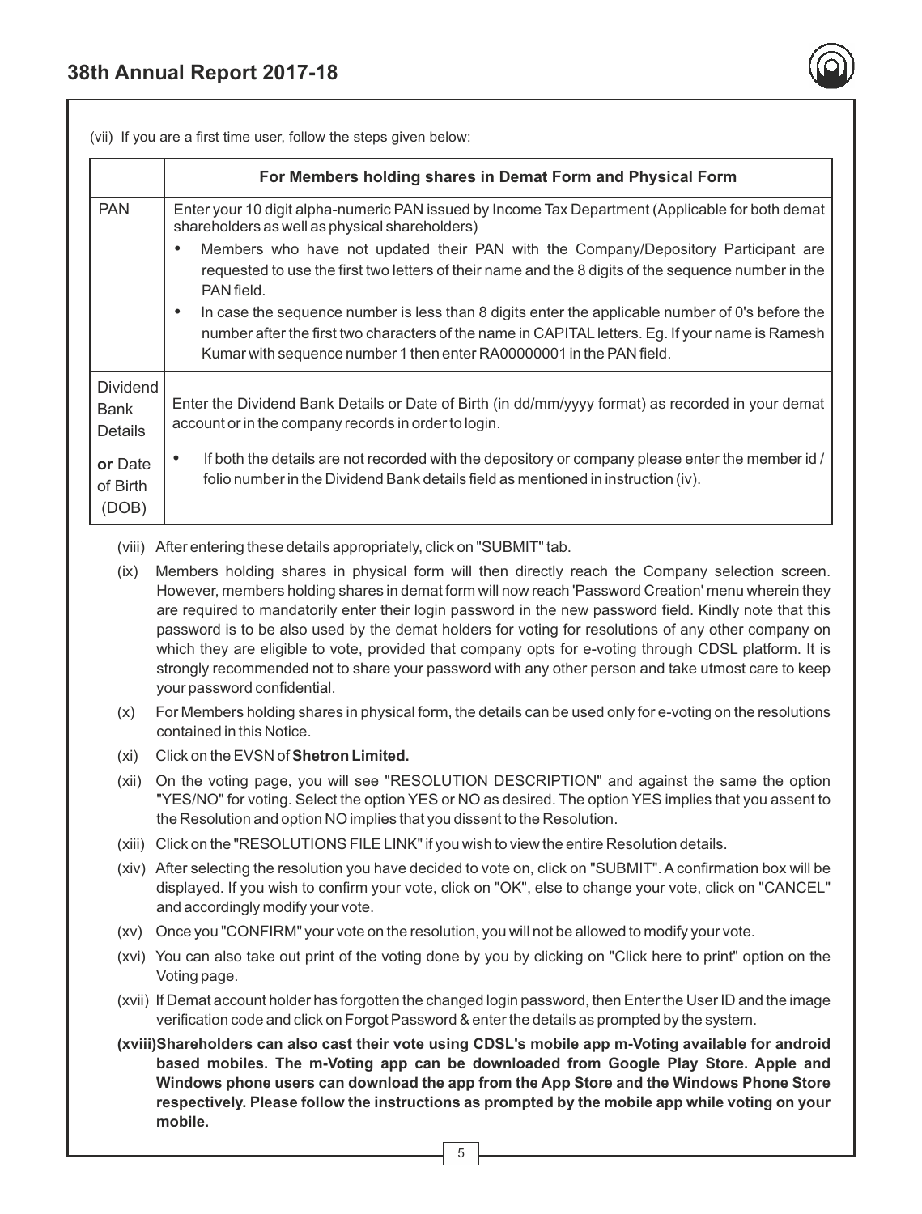(vii) If you are a first time user, follow the steps given below:

| | For Members holding shares in Demat Form and Physical Form |
|---|---|
| PAN | Enter your 10 digit alpha-numeric PAN issued by Income Tax Department (Applicable for both demat shareholders as well as physical shareholders)<br>• Members who have not updated their PAN with the Company/Depository Participant are requested to use the first two letters of their name and the 8 digits of the sequence number in the PAN field.<br>• In case the sequence number is less than 8 digits enter the applicable number of 0's before the number after the first two characters of the name in CAPITAL letters. Eg. If your name is Ramesh Kumar with sequence number 1 then enter RA00000001 in the PAN field. |
| Dividend Bank Details **or** Date of Birth (DOB) | Enter the Dividend Bank Details or Date of Birth (in dd/mm/yyyy format) as recorded in your demat account or in the company records in order to login.<br>• If both the details are not recorded with the depository or company please enter the member id / folio number in the Dividend Bank details field as mentioned in instruction (iv). |

(viii) After entering these details appropriately, click on "SUBMIT" tab.

(ix) Members holding shares in physical form will then directly reach the Company selection screen. However, members holding shares in demat form will now reach 'Password Creation' menu wherein they are required to mandatorily enter their login password in the new password field. Kindly note that this password is to be also used by the demat holders for voting for resolutions of any other company on which they are eligible to vote, provided that company opts for e-voting through CDSL platform. It is strongly recommended not to share your password with any other person and take utmost care to keep your password confidential.

(x) For Members holding shares in physical form, the details can be used only for e-voting on the resolutions contained in this Notice.

(xi) Click on the EVSN of **Shetron Limited.**

(xii) On the voting page, you will see "RESOLUTION DESCRIPTION" and against the same the option "YES/NO" for voting. Select the option YES or NO as desired. The option YES implies that you assent to the Resolution and option NO implies that you dissent to the Resolution.

(xiii) Click on the "RESOLUTIONS FILE LINK" if you wish to view the entire Resolution details.

(xiv) After selecting the resolution you have decided to vote on, click on "SUBMIT". A confirmation box will be displayed. If you wish to confirm your vote, click on "OK", else to change your vote, click on "CANCEL" and accordingly modify your vote.

(xv) Once you "CONFIRM" your vote on the resolution, you will not be allowed to modify your vote.

(xvi) You can also take out print of the voting done by you by clicking on "Click here to print" option on the Voting page.

(xvii) If Demat account holder has forgotten the changed login password, then Enter the User ID and the image verification code and click on Forgot Password & enter the details as prompted by the system.

**(xviii) Shareholders can also cast their vote using CDSL's mobile app m-Voting available for android based mobiles. The m-Voting app can be downloaded from Google Play Store. Apple and Windows phone users can download the app from the App Store and the Windows Phone Store respectively. Please follow the instructions as prompted by the mobile app while voting on your mobile.**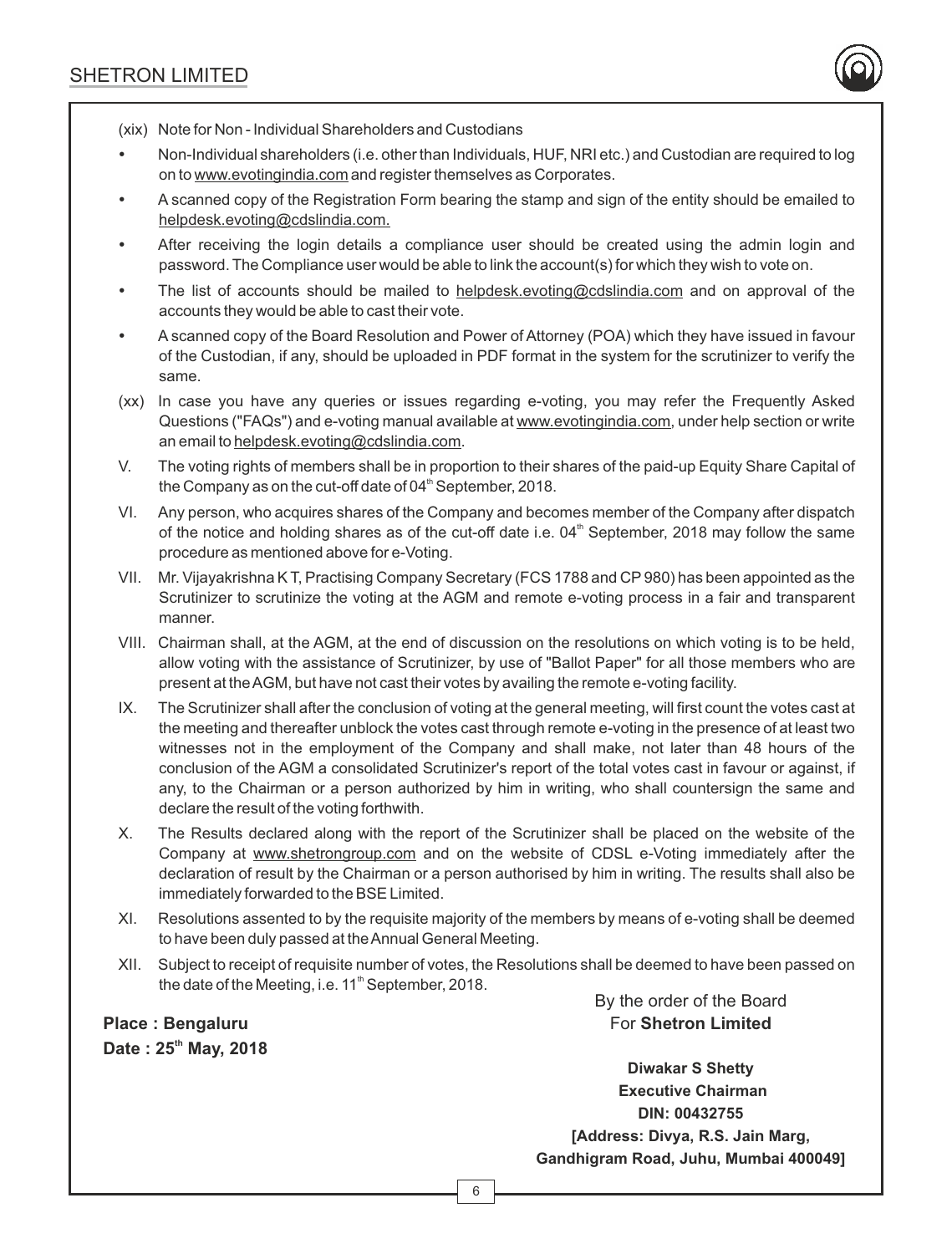(xix) Note for Non - Individual Shareholders and Custodians

- Non-Individual shareholders (i.e. other than Individuals, HUF, NRI etc.) and Custodian are required to log on to www.evotingindia.com and register themselves as Corporates.
- A scanned copy of the Registration Form bearing the stamp and sign of the entity should be emailed to helpdesk.evoting@cdslindia.com.
- After receiving the login details a compliance user should be created using the admin login and password. The Compliance user would be able to link the account(s) for which they wish to vote on.
- The list of accounts should be mailed to helpdesk.evoting@cdslindia.com and on approval of the accounts they would be able to cast their vote.
- A scanned copy of the Board Resolution and Power of Attorney (POA) which they have issued in favour of the Custodian, if any, should be uploaded in PDF format in the system for the scrutinizer to verify the same.

(xx) In case you have any queries or issues regarding e-voting, you may refer the Frequently Asked Questions ("FAQs") and e-voting manual available at www.evotingindia.com, under help section or write an email to helpdesk.evoting@cdslindia.com.

V. The voting rights of members shall be in proportion to their shares of the paid-up Equity Share Capital of the Company as on the cut-off date of 04th September, 2018.

VI. Any person, who acquires shares of the Company and becomes member of the Company after dispatch of the notice and holding shares as of the cut-off date i.e. 04th September, 2018 may follow the same procedure as mentioned above for e-Voting.

VII. Mr. Vijayakrishna K T, Practising Company Secretary (FCS 1788 and CP 980) has been appointed as the Scrutinizer to scrutinize the voting at the AGM and remote e-voting process in a fair and transparent manner.

VIII. Chairman shall, at the AGM, at the end of discussion on the resolutions on which voting is to be held, allow voting with the assistance of Scrutinizer, by use of "Ballot Paper" for all those members who are present at the AGM, but have not cast their votes by availing the remote e-voting facility.

IX. The Scrutinizer shall after the conclusion of voting at the general meeting, will first count the votes cast at the meeting and thereafter unblock the votes cast through remote e-voting in the presence of at least two witnesses not in the employment of the Company and shall make, not later than 48 hours of the conclusion of the AGM a consolidated Scrutinizer's report of the total votes cast in favour or against, if any, to the Chairman or a person authorized by him in writing, who shall countersign the same and declare the result of the voting forthwith.

X. The Results declared along with the report of the Scrutinizer shall be placed on the website of the Company at www.shetrongroup.com and on the website of CDSL e-Voting immediately after the declaration of result by the Chairman or a person authorised by him in writing. The results shall also be immediately forwarded to the BSE Limited.

XI. Resolutions assented to by the requisite majority of the members by means of e-voting shall be deemed to have been duly passed at the Annual General Meeting.

XII. Subject to receipt of requisite number of votes, the Resolutions shall be deemed to have been passed on the date of the Meeting, i.e. 11th September, 2018.

By the order of the Board
For **Shetron Limited**

**Place : Bengaluru**
**Date : 25th May, 2018**

**Diwakar S Shetty**
**Executive Chairman**
**DIN: 00432755**
**[Address: Divya, R.S. Jain Marg, Gandhigram Road, Juhu, Mumbai 400049]**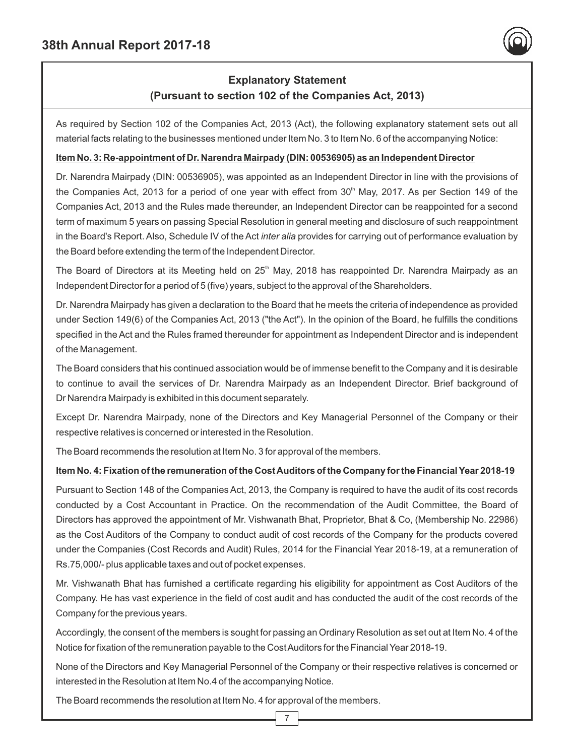## Explanatory Statement
### (Pursuant to section 102 of the Companies Act, 2013)

As required by Section 102 of the Companies Act, 2013 (Act), the following explanatory statement sets out all material facts relating to the businesses mentioned under Item No. 3 to Item No. 6 of the accompanying Notice:

**Item No. 3: Re-appointment of Dr. Narendra Mairpady (DIN: 00536905) as an Independent Director**

Dr. Narendra Mairpady (DIN: 00536905), was appointed as an Independent Director in line with the provisions of the Companies Act, 2013 for a period of one year with effect from 30th May, 2017. As per Section 149 of the Companies Act, 2013 and the Rules made thereunder, an Independent Director can be reappointed for a second term of maximum 5 years on passing Special Resolution in general meeting and disclosure of such reappointment in the Board's Report. Also, Schedule IV of the Act *inter alia* provides for carrying out of performance evaluation by the Board before extending the term of the Independent Director.

The Board of Directors at its Meeting held on 25th May, 2018 has reappointed Dr. Narendra Mairpady as an Independent Director for a period of 5 (five) years, subject to the approval of the Shareholders.

Dr. Narendra Mairpady has given a declaration to the Board that he meets the criteria of independence as provided under Section 149(6) of the Companies Act, 2013 ("the Act"). In the opinion of the Board, he fulfills the conditions specified in the Act and the Rules framed thereunder for appointment as Independent Director and is independent of the Management.

The Board considers that his continued association would be of immense benefit to the Company and it is desirable to continue to avail the services of Dr. Narendra Mairpady as an Independent Director. Brief background of Dr Narendra Mairpady is exhibited in this document separately.

Except Dr. Narendra Mairpady, none of the Directors and Key Managerial Personnel of the Company or their respective relatives is concerned or interested in the Resolution.

The Board recommends the resolution at Item No. 3 for approval of the members.

**Item No. 4: Fixation of the remuneration of the Cost Auditors of the Company for the Financial Year 2018-19**

Pursuant to Section 148 of the Companies Act, 2013, the Company is required to have the audit of its cost records conducted by a Cost Accountant in Practice. On the recommendation of the Audit Committee, the Board of Directors has approved the appointment of Mr. Vishwanath Bhat, Proprietor, Bhat & Co, (Membership No. 22986) as the Cost Auditors of the Company to conduct audit of cost records of the Company for the products covered under the Companies (Cost Records and Audit) Rules, 2014 for the Financial Year 2018-19, at a remuneration of Rs.75,000/- plus applicable taxes and out of pocket expenses.

Mr. Vishwanath Bhat has furnished a certificate regarding his eligibility for appointment as Cost Auditors of the Company. He has vast experience in the field of cost audit and has conducted the audit of the cost records of the Company for the previous years.

Accordingly, the consent of the members is sought for passing an Ordinary Resolution as set out at Item No. 4 of the Notice for fixation of the remuneration payable to the Cost Auditors for the Financial Year 2018-19.

None of the Directors and Key Managerial Personnel of the Company or their respective relatives is concerned or interested in the Resolution at Item No.4 of the accompanying Notice.

The Board recommends the resolution at Item No. 4 for approval of the members.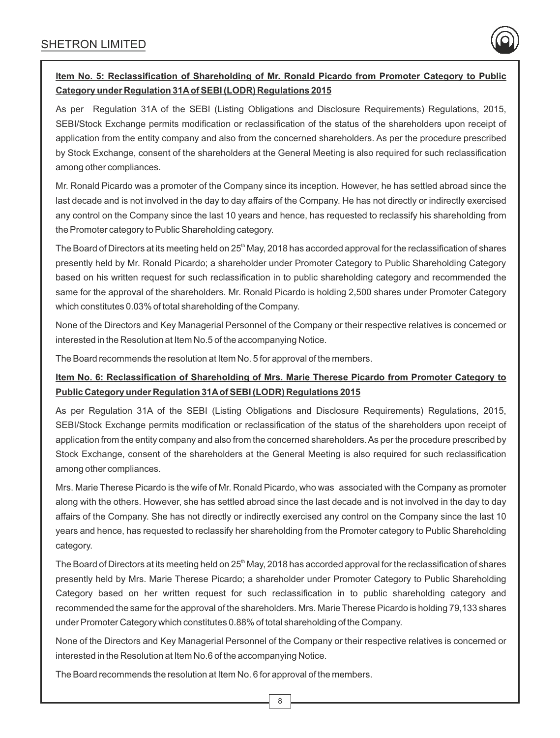**Item No. 5: Reclassification of Shareholding of Mr. Ronald Picardo from Promoter Category to Public Category under Regulation 31A of SEBI (LODR) Regulations 2015**

As per Regulation 31A of the SEBI (Listing Obligations and Disclosure Requirements) Regulations, 2015, SEBI/Stock Exchange permits modification or reclassification of the status of the shareholders upon receipt of application from the entity company and also from the concerned shareholders. As per the procedure prescribed by Stock Exchange, consent of the shareholders at the General Meeting is also required for such reclassification among other compliances.

Mr. Ronald Picardo was a promoter of the Company since its inception. However, he has settled abroad since the last decade and is not involved in the day to day affairs of the Company. He has not directly or indirectly exercised any control on the Company since the last 10 years and hence, has requested to reclassify his shareholding from the Promoter category to Public Shareholding category.

The Board of Directors at its meeting held on 25th May, 2018 has accorded approval for the reclassification of shares presently held by Mr. Ronald Picardo; a shareholder under Promoter Category to Public Shareholding Category based on his written request for such reclassification in to public shareholding category and recommended the same for the approval of the shareholders. Mr. Ronald Picardo is holding 2,500 shares under Promoter Category which constitutes 0.03% of total shareholding of the Company.

None of the Directors and Key Managerial Personnel of the Company or their respective relatives is concerned or interested in the Resolution at Item No.5 of the accompanying Notice.

The Board recommends the resolution at Item No. 5 for approval of the members.

**Item No. 6: Reclassification of Shareholding of Mrs. Marie Therese Picardo from Promoter Category to Public Category under Regulation 31A of SEBI (LODR) Regulations 2015**

As per Regulation 31A of the SEBI (Listing Obligations and Disclosure Requirements) Regulations, 2015, SEBI/Stock Exchange permits modification or reclassification of the status of the shareholders upon receipt of application from the entity company and also from the concerned shareholders. As per the procedure prescribed by Stock Exchange, consent of the shareholders at the General Meeting is also required for such reclassification among other compliances.

Mrs. Marie Therese Picardo is the wife of Mr. Ronald Picardo, who was associated with the Company as promoter along with the others. However, she has settled abroad since the last decade and is not involved in the day to day affairs of the Company. She has not directly or indirectly exercised any control on the Company since the last 10 years and hence, has requested to reclassify her shareholding from the Promoter category to Public Shareholding category.

The Board of Directors at its meeting held on 25th May, 2018 has accorded approval for the reclassification of shares presently held by Mrs. Marie Therese Picardo; a shareholder under Promoter Category to Public Shareholding Category based on her written request for such reclassification in to public shareholding category and recommended the same for the approval of the shareholders. Mrs. Marie Therese Picardo is holding 79,133 shares under Promoter Category which constitutes 0.88% of total shareholding of the Company.

None of the Directors and Key Managerial Personnel of the Company or their respective relatives is concerned or interested in the Resolution at Item No.6 of the accompanying Notice.

The Board recommends the resolution at Item No. 6 for approval of the members.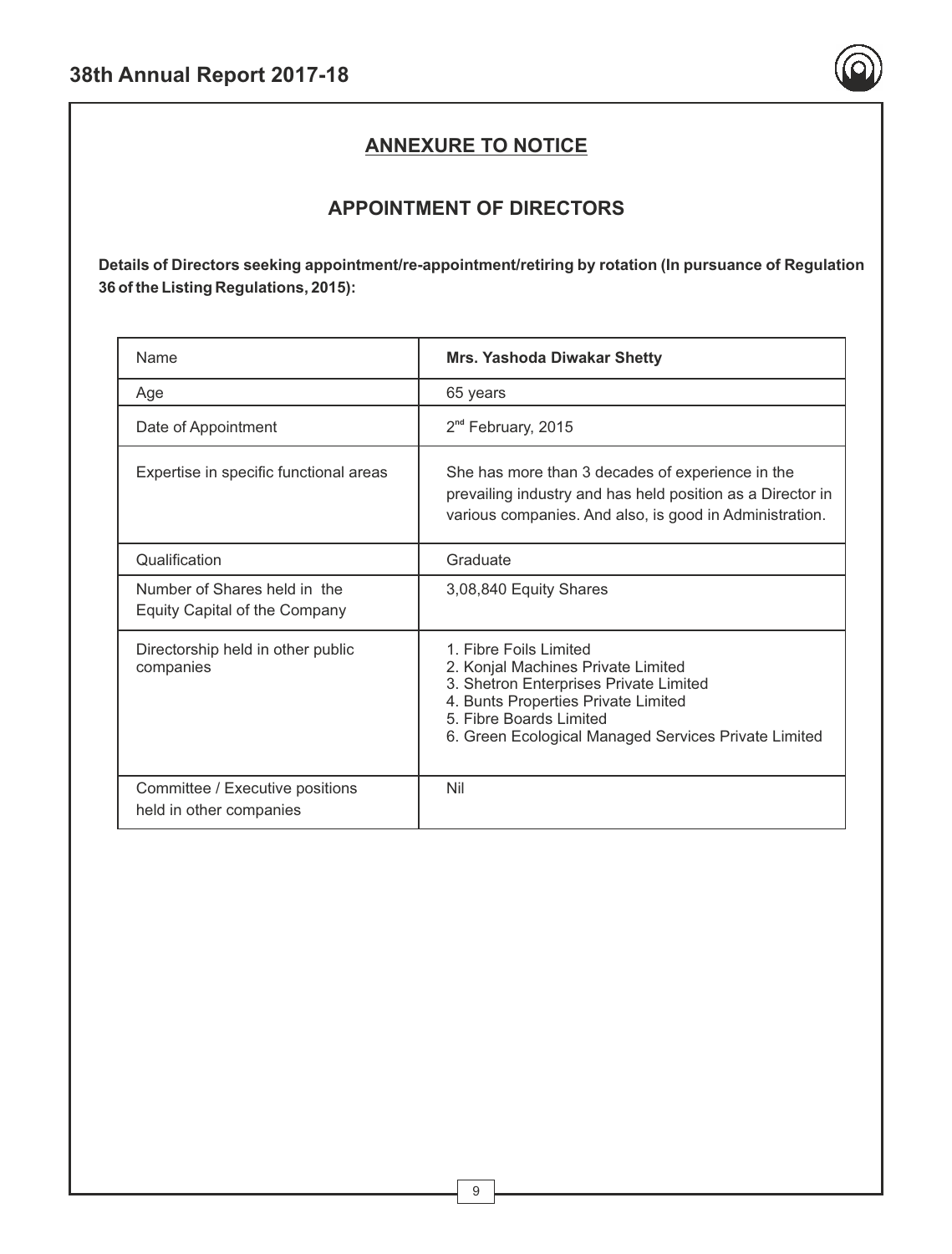## ANNEXURE TO NOTICE

## APPOINTMENT OF DIRECTORS

**Details of Directors seeking appointment/re-appointment/retiring by rotation (In pursuance of Regulation 36 of the Listing Regulations, 2015):**

| Name | **Mrs. Yashoda Diwakar Shetty** |
|---|---|
| Age | 65 years |
| Date of Appointment | 2nd February, 2015 |
| Expertise in specific functional areas | She has more than 3 decades of experience in the prevailing industry and has held position as a Director in various companies. And also, is good in Administration. |
| Qualification | Graduate |
| Number of Shares held in the Equity Capital of the Company | 3,08,840 Equity Shares |
| Directorship held in other public companies | 1. Fibre Foils Limited<br>2. Konjal Machines Private Limited<br>3. Shetron Enterprises Private Limited<br>4. Bunts Properties Private Limited<br>5. Fibre Boards Limited<br>6. Green Ecological Managed Services Private Limited |
| Committee / Executive positions held in other companies | Nil |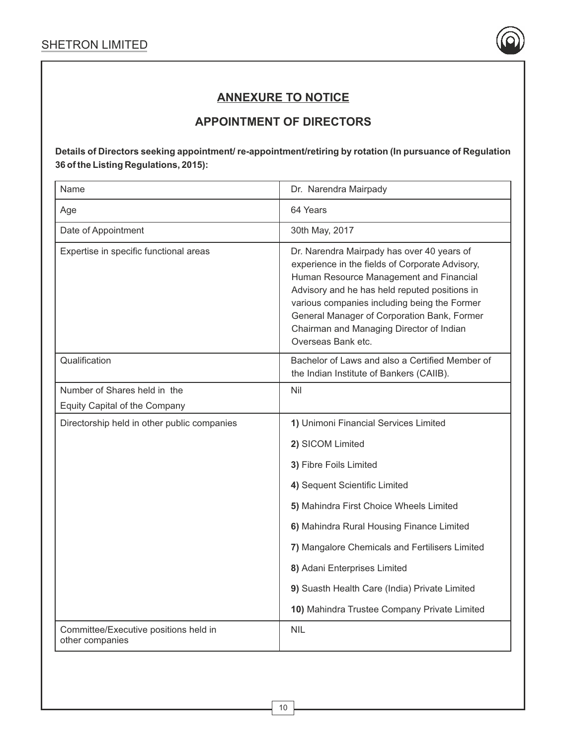# ANNEXURE TO NOTICE

## APPOINTMENT OF DIRECTORS

**Details of Directors seeking appointment/ re-appointment/retiring by rotation (In pursuance of Regulation 36 of the Listing Regulations, 2015):**

| Name | Dr. Narendra Mairpady |
|---|---|
| Age | 64 Years |
| Date of Appointment | 30th May, 2017 |
| Expertise in specific functional areas | Dr. Narendra Mairpady has over 40 years of experience in the fields of Corporate Advisory, Human Resource Management and Financial Advisory and he has held reputed positions in various companies including being the Former General Manager of Corporation Bank, Former Chairman and Managing Director of Indian Overseas Bank etc. |
| Qualification | Bachelor of Laws and also a Certified Member of the Indian Institute of Bankers (CAIIB). |
| Number of Shares held in the Equity Capital of the Company | Nil |
| Directorship held in other public companies | **1)** Unimoni Financial Services Limited<br>**2)** SICOM Limited<br>**3)** Fibre Foils Limited<br>**4)** Sequent Scientific Limited<br>**5)** Mahindra First Choice Wheels Limited<br>**6)** Mahindra Rural Housing Finance Limited<br>**7)** Mangalore Chemicals and Fertilisers Limited<br>**8)** Adani Enterprises Limited<br>**9)** Suasth Health Care (India) Private Limited<br>**10)** Mahindra Trustee Company Private Limited |
| Committee/Executive positions held in other companies | NIL |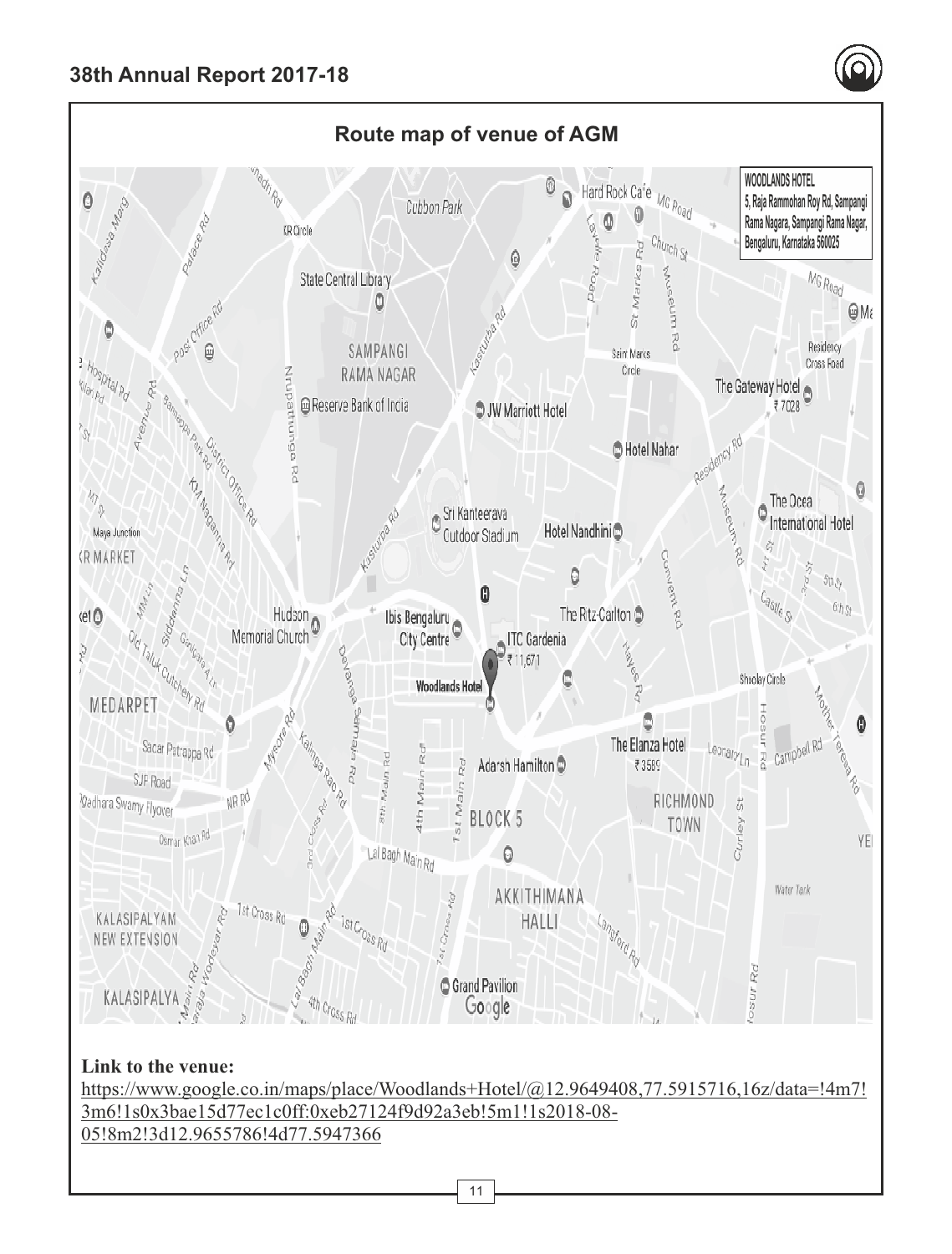## Route map of venue of AGM

**WOODLANDS HOTEL**
**5, Raja Rammohan Roy Rd, Sampangi Rama Nagara, Sampangi Rama Nagar, Bengaluru, Karnataka 560025**

**Link to the venue:**

https://www.google.co.in/maps/place/Woodlands+Hotel/@12.9649408,77.5915716,16z/data=!4m7!3m6!1s0x3bae15d77ec1c0ff:0xeb27124f9d92a3eb!5m1!1s2018-08-05!8m2!3d12.9655786!4d77.5947366